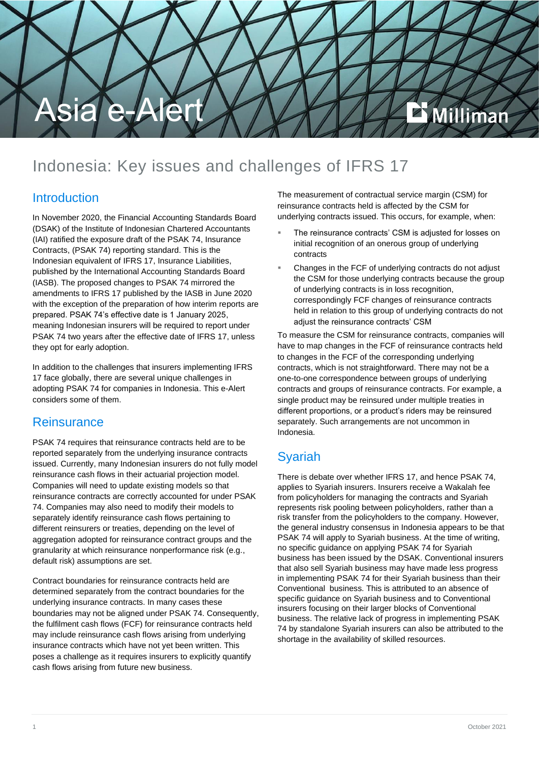# Asia e-Alert

## Indonesia: Key issues and challenges of IFRS 17

### Introduction

In November 2020, the Financial Accounting Standards Board (DSAK) of the Institute of Indonesian Chartered Accountants (IAI) ratified the exposure draft of the PSAK 74, Insurance Contracts, (PSAK 74) reporting standard. This is the Indonesian equivalent of IFRS 17, Insurance Liabilities, published by the International Accounting Standards Board (IASB). The proposed changes to PSAK 74 mirrored the amendments to IFRS 17 published by the IASB in June 2020 with the exception of the preparation of how interim reports are prepared. PSAK 74's effective date is 1 January 2025, meaning Indonesian insurers will be required to report under PSAK 74 two years after the effective date of IFRS 17, unless they opt for early adoption.

In addition to the challenges that insurers implementing IFRS 17 face globally, there are several unique challenges in adopting PSAK 74 for companies in Indonesia. This e-Alert considers some of them.

### Reinsurance

PSAK 74 requires that reinsurance contracts held are to be reported separately from the underlying insurance contracts issued. Currently, many Indonesian insurers do not fully model reinsurance cash flows in their actuarial projection model. Companies will need to update existing models so that reinsurance contracts are correctly accounted for under PSAK 74. Companies may also need to modify their models to separately identify reinsurance cash flows pertaining to different reinsurers or treaties, depending on the level of aggregation adopted for reinsurance contract groups and the granularity at which reinsurance nonperformance risk (e.g., default risk) assumptions are set.

Contract boundaries for reinsurance contracts held are determined separately from the contract boundaries for the underlying insurance contracts. In many cases these boundaries may not be aligned under PSAK 74. Consequently, the fulfilment cash flows (FCF) for reinsurance contracts held may include reinsurance cash flows arising from underlying insurance contracts which have not yet been written. This poses a challenge as it requires insurers to explicitly quantify cash flows arising from future new business.

The measurement of contractual service margin (CSM) for reinsurance contracts held is affected by the CSM for underlying contracts issued. This occurs, for example, when:

- The reinsurance contracts' CSM is adjusted for losses on initial recognition of an onerous group of underlying contracts
- Changes in the FCF of underlying contracts do not adjust the CSM for those underlying contracts because the group of underlying contracts is in loss recognition, correspondingly FCF changes of reinsurance contracts held in relation to this group of underlying contracts do not adjust the reinsurance contracts' CSM

To measure the CSM for reinsurance contracts, companies will have to map changes in the FCF of reinsurance contracts held to changes in the FCF of the corresponding underlying contracts, which is not straightforward. There may not be a one-to-one correspondence between groups of underlying contracts and groups of reinsurance contracts. For example, a single product may be reinsured under multiple treaties in different proportions, or a product's riders may be reinsured separately. Such arrangements are not uncommon in Indonesia.

### Syariah

There is debate over whether IFRS 17, and hence PSAK 74, applies to Syariah insurers. Insurers receive a Wakalah fee from policyholders for managing the contracts and Syariah represents risk pooling between policyholders, rather than a risk transfer from the policyholders to the company. However, the general industry consensus in Indonesia appears to be that PSAK 74 will apply to Syariah business. At the time of writing, no specific guidance on applying PSAK 74 for Syariah business has been issued by the DSAK. Conventional insurers that also sell Syariah business may have made less progress in implementing PSAK 74 for their Syariah business than their Conventional business. This is attributed to an absence of specific guidance on Syariah business and to Conventional insurers focusing on their larger blocks of Conventional business. The relative lack of progress in implementing PSAK 74 by standalone Syariah insurers can also be attributed to the shortage in the availability of skilled resources.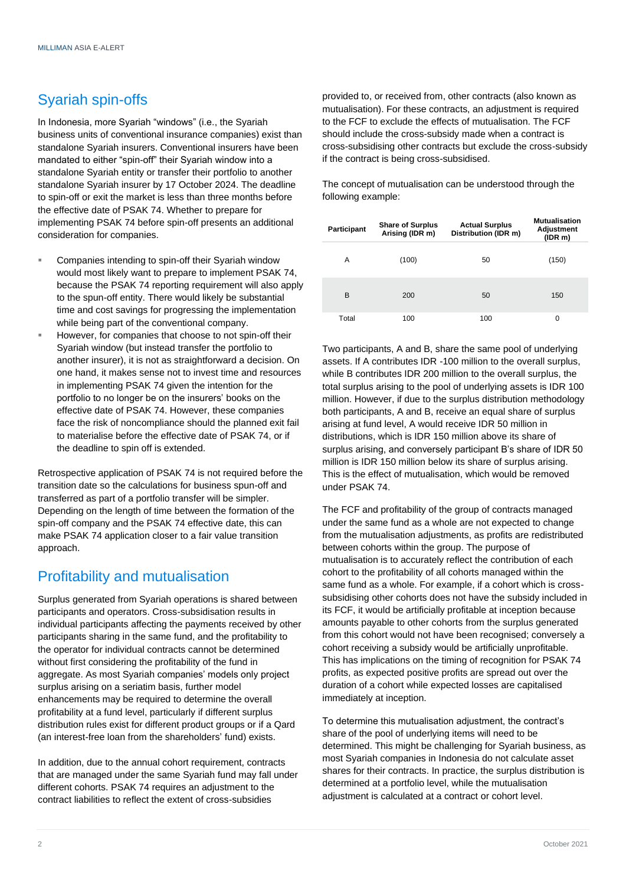## Syariah spin-offs

In Indonesia, more Syariah "windows" (i.e., the Syariah business units of conventional insurance companies) exist than standalone Syariah insurers. Conventional insurers have been mandated to either "spin-off" their Syariah window into a standalone Syariah entity or transfer their portfolio to another standalone Syariah insurer by 17 October 2024. The deadline to spin-off or exit the market is less than three months before the effective date of PSAK 74. Whether to prepare for implementing PSAK 74 before spin-off presents an additional consideration for companies.

- Companies intending to spin-off their Syariah window would most likely want to prepare to implement PSAK 74, because the PSAK 74 reporting requirement will also apply to the spun-off entity. There would likely be substantial time and cost savings for progressing the implementation while being part of the conventional company.
- However, for companies that choose to not spin-off their Syariah window (but instead transfer the portfolio to another insurer), it is not as straightforward a decision. On one hand, it makes sense not to invest time and resources in implementing PSAK 74 given the intention for the portfolio to no longer be on the insurers' books on the effective date of PSAK 74. However, these companies face the risk of noncompliance should the planned exit fail to materialise before the effective date of PSAK 74, or if the deadline to spin off is extended.

Retrospective application of PSAK 74 is not required before the transition date so the calculations for business spun-off and transferred as part of a portfolio transfer will be simpler. Depending on the length of time between the formation of the spin-off company and the PSAK 74 effective date, this can make PSAK 74 application closer to a fair value transition approach.

## Profitability and mutualisation

Surplus generated from Syariah operations is shared between participants and operators. Cross-subsidisation results in individual participants affecting the payments received by other participants sharing in the same fund, and the profitability to the operator for individual contracts cannot be determined without first considering the profitability of the fund in aggregate. As most Syariah companies' models only project surplus arising on a seriatim basis, further model enhancements may be required to determine the overall profitability at a fund level, particularly if different surplus distribution rules exist for different product groups or if a Qard (an interest-free loan from the shareholders' fund) exists.

In addition, due to the annual cohort requirement, contracts that are managed under the same Syariah fund may fall under different cohorts. PSAK 74 requires an adjustment to the contract liabilities to reflect the extent of cross-subsidies provided to, or received from, other contracts (also known as mutualisation). For these contracts, an adjustment is required to the FCF to exclude the effects of mutualisation. The FCF should include the cross-subsidy made when a contract is cross-subsidising other contracts but exclude the cross-subsidy if the contract is being cross-subsidised.

The concept of mutualisation can be understood through the following example:

| Participant | Share of Surplus Arising (IDR m) | Actual Surplus Distribution (IDR m) | Mutualisation Adjustment (IDR m) |
|---|---|---|---|
| A | (100) | 50 | (150) |
| B | 200 | 50 | 150 |
| Total | 100 | 100 | 0 |

Two participants, A and B, share the same pool of underlying assets. If A contributes IDR -100 million to the overall surplus, while B contributes IDR 200 million to the overall surplus, the total surplus arising to the pool of underlying assets is IDR 100 million. However, if due to the surplus distribution methodology both participants, A and B, receive an equal share of surplus arising at fund level, A would receive IDR 50 million in distributions, which is IDR 150 million above its share of surplus arising, and conversely participant B's share of IDR 50 million is IDR 150 million below its share of surplus arising. This is the effect of mutualisation, which would be removed under PSAK 74.

The FCF and profitability of the group of contracts managed under the same fund as a whole are not expected to change from the mutualisation adjustments, as profits are redistributed between cohorts within the group. The purpose of mutualisation is to accurately reflect the contribution of each cohort to the profitability of all cohorts managed within the same fund as a whole. For example, if a cohort which is cross-subsidising other cohorts does not have the subsidy included in its FCF, it would be artificially profitable at inception because amounts payable to other cohorts from the surplus generated from this cohort would not have been recognised; conversely a cohort receiving a subsidy would be artificially unprofitable. This has implications on the timing of recognition for PSAK 74 profits, as expected positive profits are spread out over the duration of a cohort while expected losses are capitalised immediately at inception.

To determine this mutualisation adjustment, the contract's share of the pool of underlying items will need to be determined. This might be challenging for Syariah business, as most Syariah companies in Indonesia do not calculate asset shares for their contracts. In practice, the surplus distribution is determined at a portfolio level, while the mutualisation adjustment is calculated at a contract or cohort level.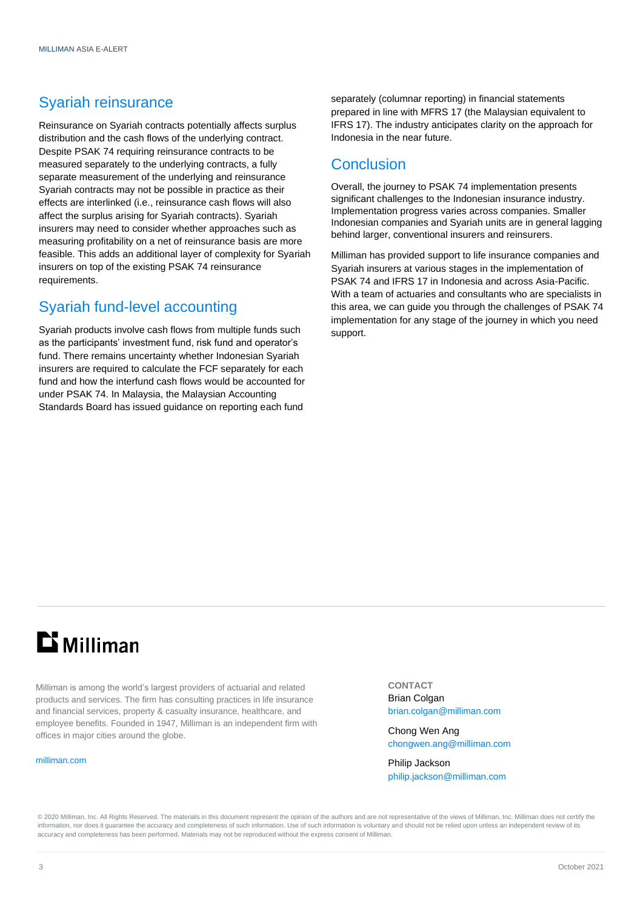## Syariah reinsurance

Reinsurance on Syariah contracts potentially affects surplus distribution and the cash flows of the underlying contract. Despite PSAK 74 requiring reinsurance contracts to be measured separately to the underlying contracts, a fully separate measurement of the underlying and reinsurance Syariah contracts may not be possible in practice as their effects are interlinked (i.e., reinsurance cash flows will also affect the surplus arising for Syariah contracts). Syariah insurers may need to consider whether approaches such as measuring profitability on a net of reinsurance basis are more feasible. This adds an additional layer of complexity for Syariah insurers on top of the existing PSAK 74 reinsurance requirements.

## Syariah fund-level accounting

Syariah products involve cash flows from multiple funds such as the participants' investment fund, risk fund and operator's fund. There remains uncertainty whether Indonesian Syariah insurers are required to calculate the FCF separately for each fund and how the interfund cash flows would be accounted for under PSAK 74. In Malaysia, the Malaysian Accounting Standards Board has issued guidance on reporting each fund separately (columnar reporting) in financial statements prepared in line with MFRS 17 (the Malaysian equivalent to IFRS 17). The industry anticipates clarity on the approach for Indonesia in the near future.

## Conclusion

Overall, the journey to PSAK 74 implementation presents significant challenges to the Indonesian insurance industry. Implementation progress varies across companies. Smaller Indonesian companies and Syariah units are in general lagging behind larger, conventional insurers and reinsurers.

Milliman has provided support to life insurance companies and Syariah insurers at various stages in the implementation of PSAK 74 and IFRS 17 in Indonesia and across Asia-Pacific. With a team of actuaries and consultants who are specialists in this area, we can guide you through the challenges of PSAK 74 implementation for any stage of the journey in which you need support.

---

**Milliman**

Milliman is among the world's largest providers of actuarial and related products and services. The firm has consulting practices in life insurance and financial services, property & casualty insurance, healthcare, and employee benefits. Founded in 1947, Milliman is an independent firm with offices in major cities around the globe.

milliman.com

**CONTACT**

Brian Colgan
brian.colgan@milliman.com

Chong Wen Ang
chongwen.ang@milliman.com

Philip Jackson
philip.jackson@milliman.com

© 2020 Milliman, Inc. All Rights Reserved. The materials in this document represent the opinion of the authors and are not representative of the views of Milliman, Inc. Milliman does not certify the information, nor does it guarantee the accuracy and completeness of such information. Use of such information is voluntary and should not be relied upon unless an independent review of its accuracy and completeness has been performed. Materials may not be reproduced without the express consent of Milliman.